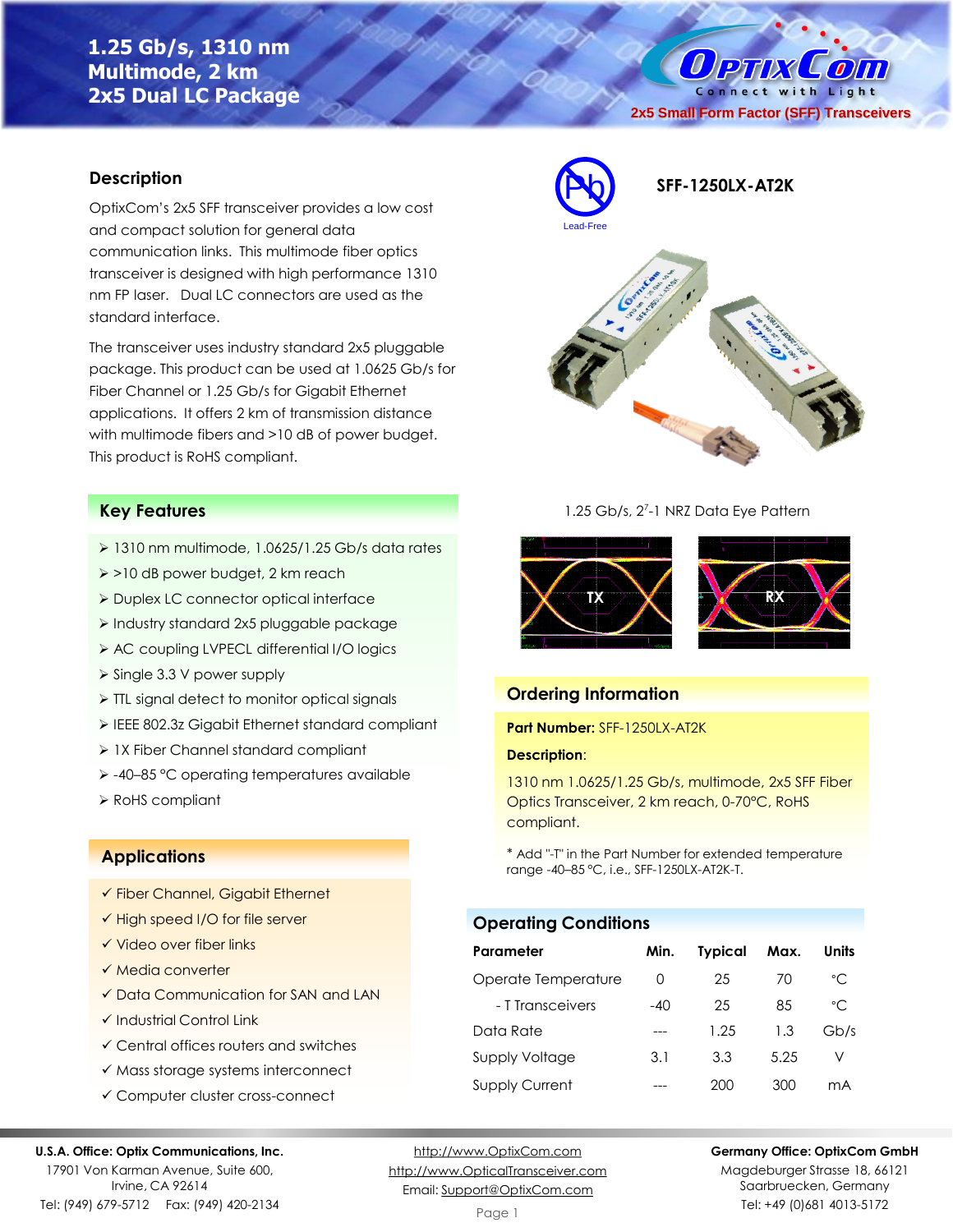# 1.25 Gb/s, 1310 nm Multimode, 2 km 2x5 Dual LC Package

2x5 Small Form Factor (SFF) Transceivers

**SFF-1250LX-AT2K**

Lead-Free

## Description

OptixCom's 2x5 SFF transceiver provides a low cost and compact solution for general data communication links. This multimode fiber optics transceiver is designed with high performance 1310 nm FP laser. Dual LC connectors are used as the standard interface.

The transceiver uses industry standard 2x5 pluggable package. This product can be used at 1.0625 Gb/s for Fiber Channel or 1.25 Gb/s for Gigabit Ethernet applications. It offers 2 km of transmission distance with multimode fibers and >10 dB of power budget. This product is RoHS compliant.

## Key Features

- 1310 nm multimode, 1.0625/1.25 Gb/s data rates
- >10 dB power budget, 2 km reach
- Duplex LC connector optical interface
- Industry standard 2x5 pluggable package
- AC coupling LVPECL differential I/O logics
- Single 3.3 V power supply
- TTL signal detect to monitor optical signals
- IEEE 802.3z Gigabit Ethernet standard compliant
- 1X Fiber Channel standard compliant
- -40–85 °C operating temperatures available
- RoHS compliant

## Applications

- ✓ Fiber Channel, Gigabit Ethernet
- ✓ High speed I/O for file server
- ✓ Video over fiber links
- ✓ Media converter
- ✓ Data Communication for SAN and LAN
- ✓ Industrial Control Link
- ✓ Central offices routers and switches
- ✓ Mass storage systems interconnect
- ✓ Computer cluster cross-connect

1.25 Gb/s, $2^7$-1 NRZ Data Eye Pattern

TX RX

## Ordering Information

**Part Number:** SFF-1250LX-AT2K

**Description**:

1310 nm 1.0625/1.25 Gb/s, multimode, 2x5 SFF Fiber Optics Transceiver, 2 km reach, 0-70°C, RoHS compliant.

* Add "-T" in the Part Number for extended temperature range -40–85 °C, i.e., SFF-1250LX-AT2K-T.

## Operating Conditions

| Parameter | Min. | Typical | Max. | Units |
|---|---|---|---|---|
| Operate Temperature | 0 | 25 | 70 | °C |
| - T Transceivers | -40 | 25 | 85 | °C |
| Data Rate | --- | 1.25 | 1.3 | Gb/s |
| Supply Voltage | 3.1 | 3.3 | 5.25 | V |
| Supply Current | --- | 200 | 300 | mA |

**U.S.A. Office: Optix Communications, Inc.**
17901 Von Karman Avenue, Suite 600,
Irvine, CA 92614
Tel: (949) 679-5712 Fax: (949) 420-2134

http://www.OptixCom.com
http://www.OpticalTransceiver.com
Email: Support@OptixCom.com

**Germany Office: OptixCom GmbH**
Magdeburger Strasse 18, 66121
Saarbruecken, Germany
Tel: +49 (0)681 4013-5172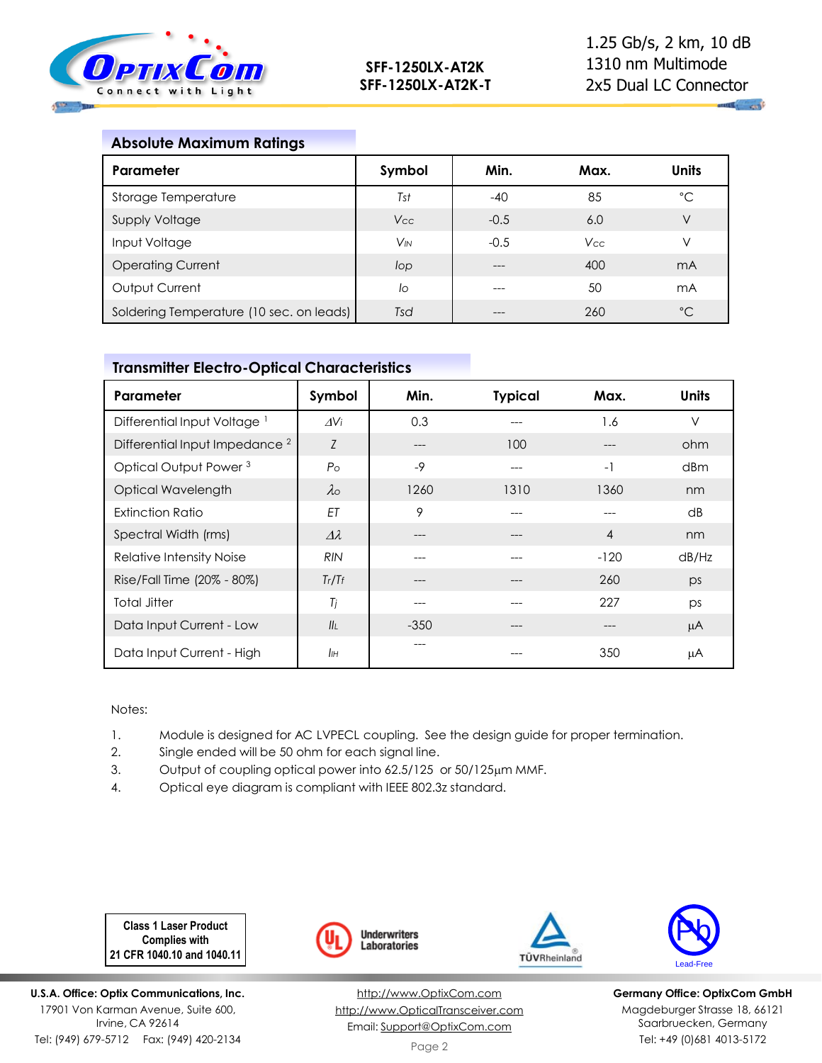## Absolute Maximum Ratings

| Parameter | Symbol | Min. | Max. | Units |
|---|---|---|---|---|
| Storage Temperature | $T_{st}$ | -40 | 85 | °C |
| Supply Voltage | $V_{CC}$ | -0.5 | 6.0 | V |
| Input Voltage | $V_{IN}$ | -0.5 | $V_{CC}$ | V |
| Operating Current | $I_{op}$ | --- | 400 | mA |
| Output Current | $I_o$ | --- | 50 | mA |
| Soldering Temperature (10 sec. on leads) | $T_{sd}$ | --- | 260 | °C |

## Transmitter Electro-Optical Characteristics

| Parameter | Symbol | Min. | Typical | Max. | Units |
|---|---|---|---|---|---|
| Differential Input Voltage [1] | $\Delta V_i$ | 0.3 | --- | 1.6 | V |
| Differential Input Impedance [2] | $Z$ | --- | 100 | --- | ohm |
| Optical Output Power [3] | $P_O$ | -9 | --- | -1 | dBm |
| Optical Wavelength | $\lambda_O$ | 1260 | 1310 | 1360 | nm |
| Extinction Ratio | $ET$ | 9 | --- | --- | dB |
| Spectral Width (rms) | $\Delta\lambda$ | --- | --- | 4 | nm |
| Relative Intensity Noise | $RIN$ | --- | --- | -120 | dB/Hz |
| Rise/Fall Time (20% - 80%) | $T_r/T_f$ | --- | --- | 260 | ps |
| Total Jitter | $T_j$ | --- | --- | 227 | ps |
| Data Input Current - Low | $I_{IL}$ | -350 | --- | --- | μA |
| Data Input Current - High | $I_{IH}$ | --- | --- | 350 | μA |

Notes:

1. Module is designed for AC LVPECL coupling. See the design guide for proper termination.
2. Single ended will be 50 ohm for each signal line.
3. Output of coupling optical power into 62.5/125 or 50/125μm MMF.
4. Optical eye diagram is compliant with IEEE 802.3z standard.

Class 1 Laser Product
Complies with
21 CFR 1040.10 and 1040.11

Underwriters Laboratories

TÜVRheinland

Lead-Free

**U.S.A. Office: Optix Communications, Inc.**
17901 Von Karman Avenue, Suite 600,
Irvine, CA 92614
Tel: (949) 679-5712 Fax: (949) 420-2134

http://www.OptixCom.com
http://www.OpticalTransceiver.com
Email: Support@OptixCom.com

**Germany Office: OptixCom GmbH**
Magdeburger Strasse 18, 66121
Saarbruecken, Germany
Tel: +49 (0)681 4013-5172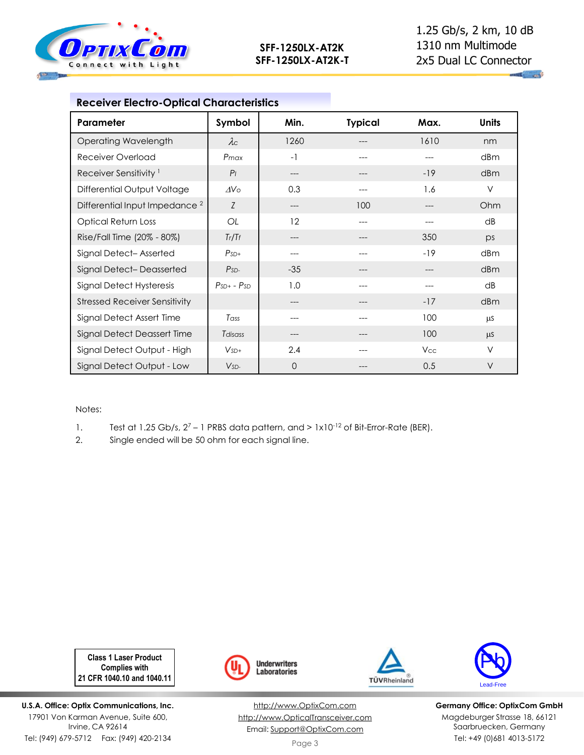## Receiver Electro-Optical Characteristics

| Parameter | Symbol | Min. | Typical | Max. | Units |
|---|---|---|---|---|---|
| Operating Wavelength | $\lambda_C$ | 1260 | --- | 1610 | nm |
| Receiver Overload | $P_{max}$ | -1 | --- | --- | dBm |
| Receiver Sensitivity [1] | $P_I$ | --- | --- | -19 | dBm |
| Differential Output Voltage | $\Delta V_O$ | 0.3 | --- | 1.6 | V |
| Differential Input Impedance [2] | $Z$ | --- | 100 | --- | Ohm |
| Optical Return Loss | $OL$ | 12 | --- | --- | dB |
| Rise/Fall Time (20% - 80%) | $T_r/T_f$ | --- | --- | 350 | ps |
| Signal Detect– Asserted | $P_{SD+}$ | --- | --- | -19 | dBm |
| Signal Detect– Deasserted | $P_{SD-}$ | -35 | --- | --- | dBm |
| Signal Detect Hysteresis | $P_{SD+} - P_{SD}$ | 1.0 | --- | --- | dB |
| Stressed Receiver Sensitivity | | --- | --- | -17 | dBm |
| Signal Detect Assert Time | $T_{ass}$ | --- | --- | 100 | μs |
| Signal Detect Deassert Time | $T_{disass}$ | --- | --- | 100 | μs |
| Signal Detect Output - High | $V_{SD+}$ | 2.4 | --- | $V_{CC}$ | V |
| Signal Detect Output - Low | $V_{SD-}$ | 0 | --- | 0.5 | V |

Notes:

1. Test at 1.25 Gb/s, $2^7 - 1$ PRBS data pattern, and > $1 \times 10^{-12}$ of Bit-Error-Rate (BER).
2. Single ended will be 50 ohm for each signal line.

Class 1 Laser Product
Complies with
21 CFR 1040.10 and 1040.11

Underwriters Laboratories

TÜVRheinland

Lead-Free

**U.S.A. Office: Optix Communications, Inc.**
17901 Von Karman Avenue, Suite 600,
Irvine, CA 92614
Tel: (949) 679-5712 Fax: (949) 420-2134

http://www.OptixCom.com
http://www.OpticalTransceiver.com
Email: Support@OptixCom.com

**Germany Office: OptixCom GmbH**
Magdeburger Strasse 18, 66121
Saarbruecken, Germany
Tel: +49 (0)681 4013-5172